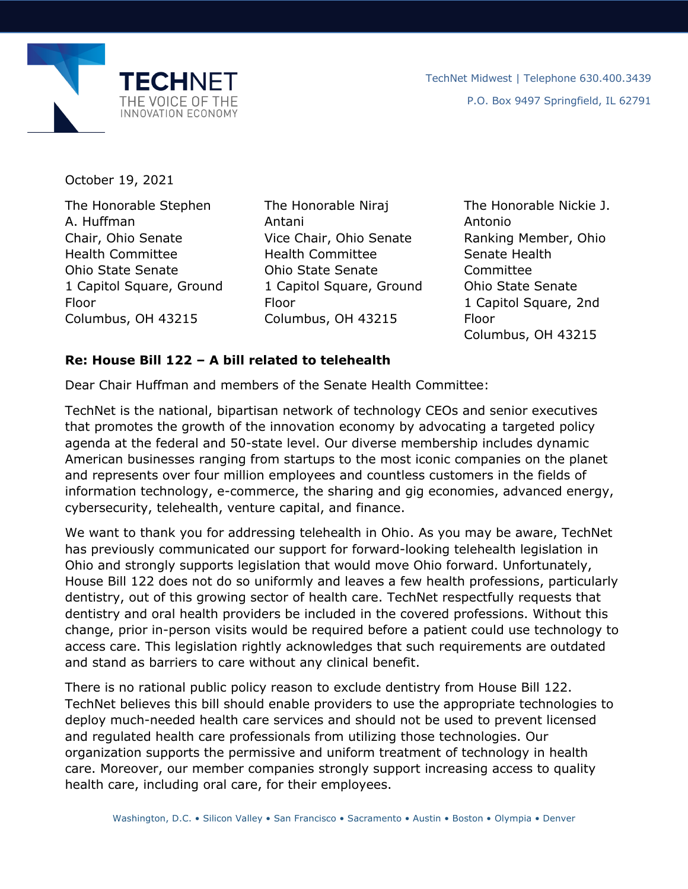TECHNET
THE VOICE OF THE INNOVATION ECONOMY

TechNet Midwest | Telephone 630.400.3439
P.O. Box 9497 Springfield, IL 62791

October 19, 2021

The Honorable Stephen A. Huffman
Chair, Ohio Senate Health Committee
Ohio State Senate
1 Capitol Square, Ground Floor
Columbus, OH 43215

The Honorable Niraj Antani
Vice Chair, Ohio Senate Health Committee
Ohio State Senate
1 Capitol Square, Ground Floor
Columbus, OH 43215

The Honorable Nickie J. Antonio
Ranking Member, Ohio Senate Health Committee
Ohio State Senate
1 Capitol Square, 2nd Floor
Columbus, OH 43215

**Re: House Bill 122 – A bill related to telehealth**

Dear Chair Huffman and members of the Senate Health Committee:

TechNet is the national, bipartisan network of technology CEOs and senior executives that promotes the growth of the innovation economy by advocating a targeted policy agenda at the federal and 50-state level. Our diverse membership includes dynamic American businesses ranging from startups to the most iconic companies on the planet and represents over four million employees and countless customers in the fields of information technology, e-commerce, the sharing and gig economies, advanced energy, cybersecurity, telehealth, venture capital, and finance.

We want to thank you for addressing telehealth in Ohio. As you may be aware, TechNet has previously communicated our support for forward-looking telehealth legislation in Ohio and strongly supports legislation that would move Ohio forward. Unfortunately, House Bill 122 does not do so uniformly and leaves a few health professions, particularly dentistry, out of this growing sector of health care. TechNet respectfully requests that dentistry and oral health providers be included in the covered professions. Without this change, prior in-person visits would be required before a patient could use technology to access care. This legislation rightly acknowledges that such requirements are outdated and stand as barriers to care without any clinical benefit.

There is no rational public policy reason to exclude dentistry from House Bill 122. TechNet believes this bill should enable providers to use the appropriate technologies to deploy much-needed health care services and should not be used to prevent licensed and regulated health care professionals from utilizing those technologies. Our organization supports the permissive and uniform treatment of technology in health care. Moreover, our member companies strongly support increasing access to quality health care, including oral care, for their employees.

Washington, D.C. • Silicon Valley • San Francisco • Sacramento • Austin • Boston • Olympia • Denver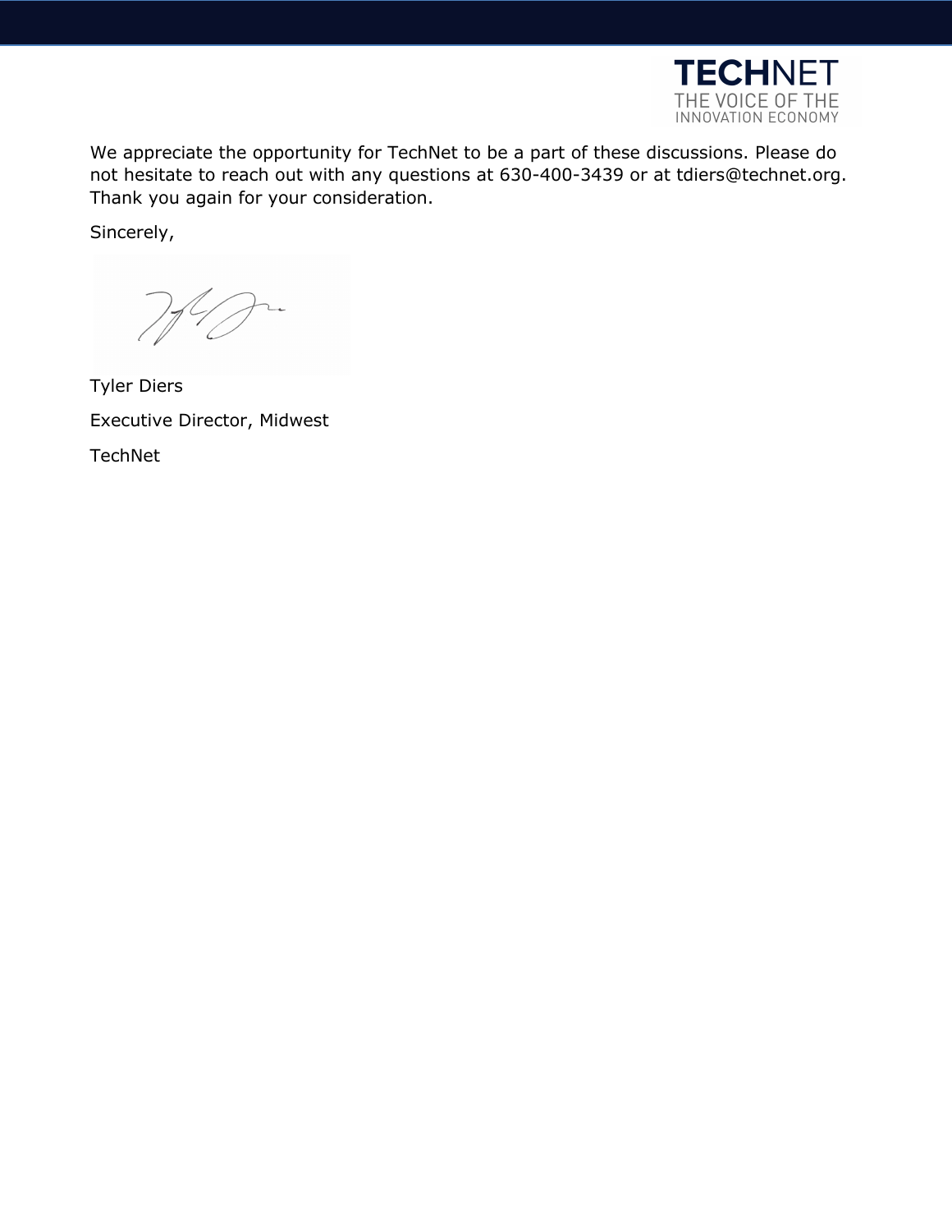We appreciate the opportunity for TechNet to be a part of these discussions. Please do not hesitate to reach out with any questions at 630-400-3439 or at tdiers@technet.org. Thank you again for your consideration.

Sincerely,

Tyler Diers

Executive Director, Midwest

TechNet